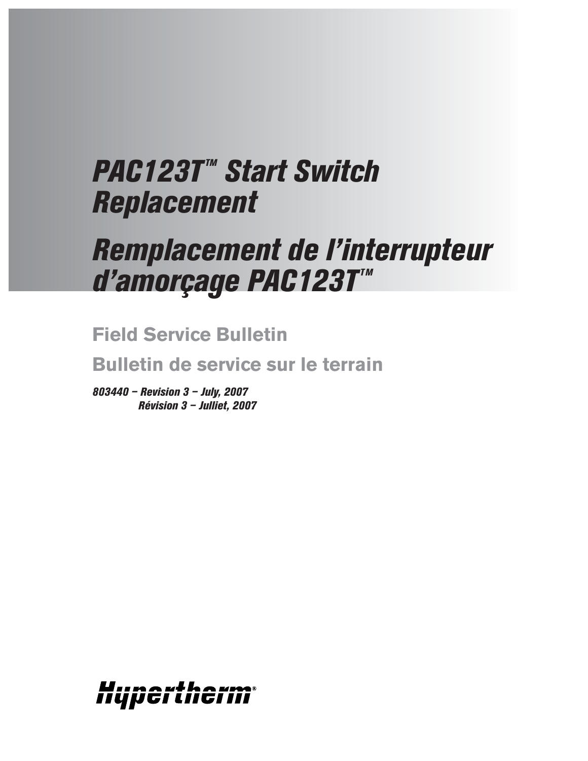# PAC123T™ Start Switch Replacement

# Remplacement de l'interrupteur d'amorçage PAC123T™

## Field Service Bulletin

## Bulletin de service sur le terrain

***803440 – Revision 3 – July, 2007***
***Révision 3 – Julliet, 2007***

Hypertherm®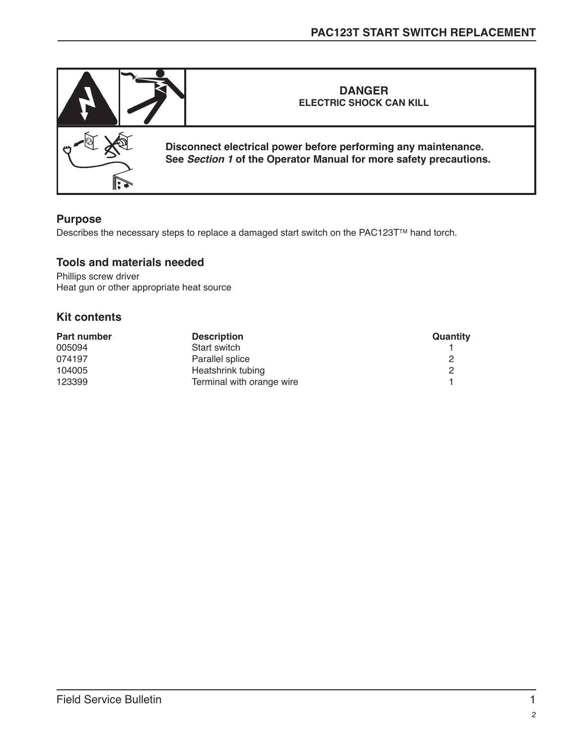**DANGER**
**ELECTRIC SHOCK CAN KILL**

**Disconnect electrical power before performing any maintenance.**
**See *Section 1* of the Operator Manual for more safety precautions.**

## Purpose

Describes the necessary steps to replace a damaged start switch on the PAC123T™ hand torch.

## Tools and materials needed

Phillips screw driver
Heat gun or other appropriate heat source

## Kit contents

| Part number | Description | Quantity |
|---|---|---|
| 005094 | Start switch | 1 |
| 074197 | Parallel splice | 2 |
| 104005 | Heatshrink tubing | 2 |
| 123399 | Terminal with orange wire | 1 |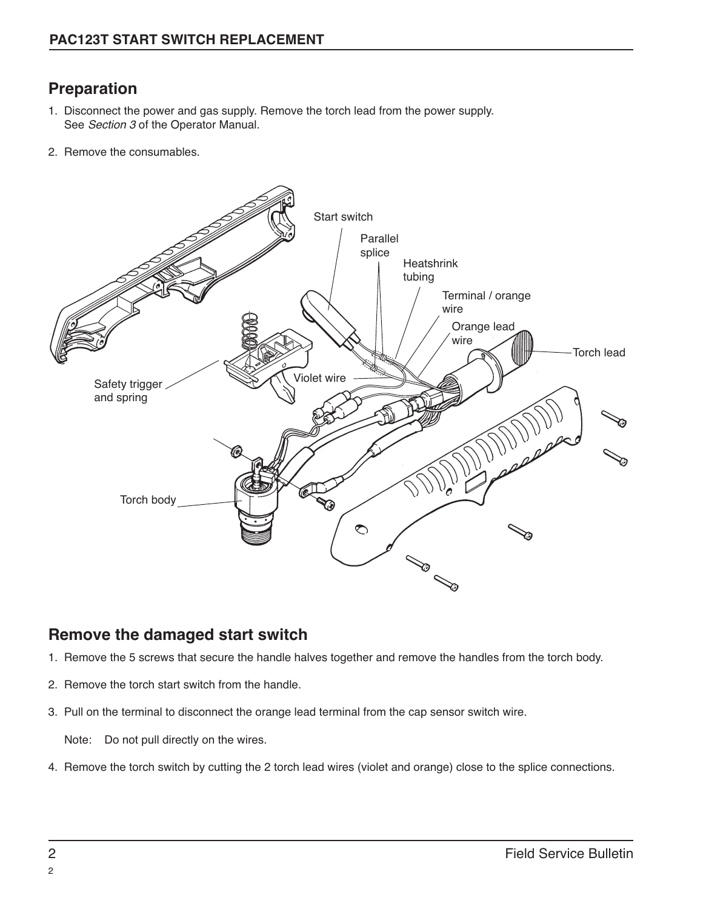## Preparation

1. Disconnect the power and gas supply. Remove the torch lead from the power supply. See *Section 3* of the Operator Manual.
2. Remove the consumables.

## Remove the damaged start switch

1. Remove the 5 screws that secure the handle halves together and remove the handles from the torch body.
2. Remove the torch start switch from the handle.
3. Pull on the terminal to disconnect the orange lead terminal from the cap sensor switch wire.

   Note: Do not pull directly on the wires.

4. Remove the torch switch by cutting the 2 torch lead wires (violet and orange) close to the splice connections.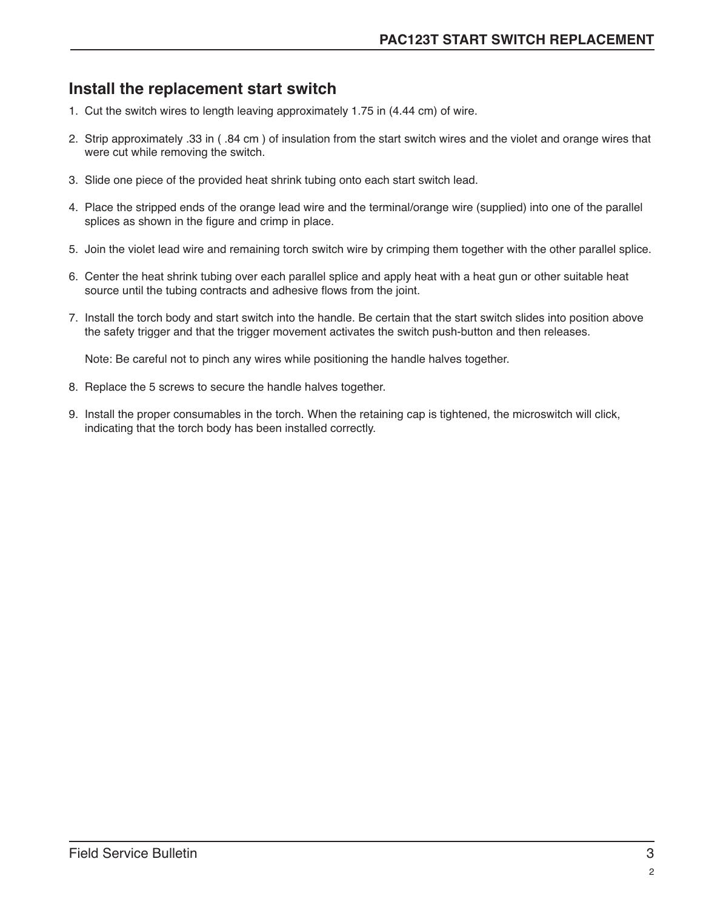## Install the replacement start switch

1. Cut the switch wires to length leaving approximately 1.75 in (4.44 cm) of wire.
2. Strip approximately .33 in ( .84 cm ) of insulation from the start switch wires and the violet and orange wires that were cut while removing the switch.
3. Slide one piece of the provided heat shrink tubing onto each start switch lead.
4. Place the stripped ends of the orange lead wire and the terminal/orange wire (supplied) into one of the parallel splices as shown in the figure and crimp in place.
5. Join the violet lead wire and remaining torch switch wire by crimping them together with the other parallel splice.
6. Center the heat shrink tubing over each parallel splice and apply heat with a heat gun or other suitable heat source until the tubing contracts and adhesive flows from the joint.
7. Install the torch body and start switch into the handle. Be certain that the start switch slides into position above the safety trigger and that the trigger movement activates the switch push-button and then releases.

   Note: Be careful not to pinch any wires while positioning the handle halves together.

8. Replace the 5 screws to secure the handle halves together.
9. Install the proper consumables in the torch. When the retaining cap is tightened, the microswitch will click, indicating that the torch body has been installed correctly.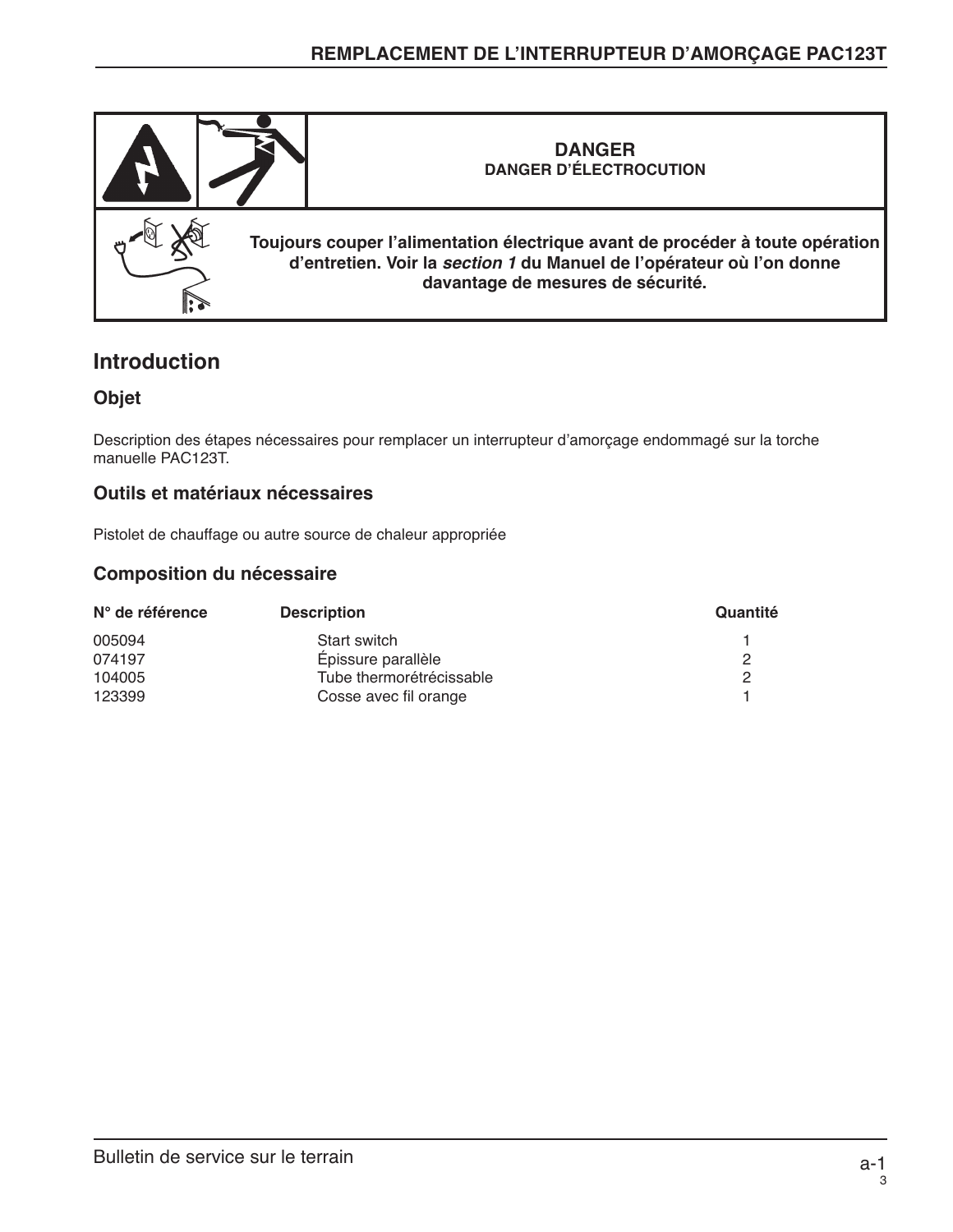**DANGER**
**DANGER D'ÉLECTROCUTION**

**Toujours couper l'alimentation électrique avant de procéder à toute opération d'entretien. Voir la *section 1* du Manuel de l'opérateur où l'on donne davantage de mesures de sécurité.**

## Introduction

### Objet

Description des étapes nécessaires pour remplacer un interrupteur d'amorçage endommagé sur la torche manuelle PAC123T.

### Outils et matériaux nécessaires

Pistolet de chauffage ou autre source de chaleur appropriée

### Composition du nécessaire

| N° de référence | Description | Quantité |
|---|---|---|
| 005094 | Start switch | 1 |
| 074197 | Épissure parallèle | 2 |
| 104005 | Tube thermorétrécissable | 2 |
| 123399 | Cosse avec fil orange | 1 |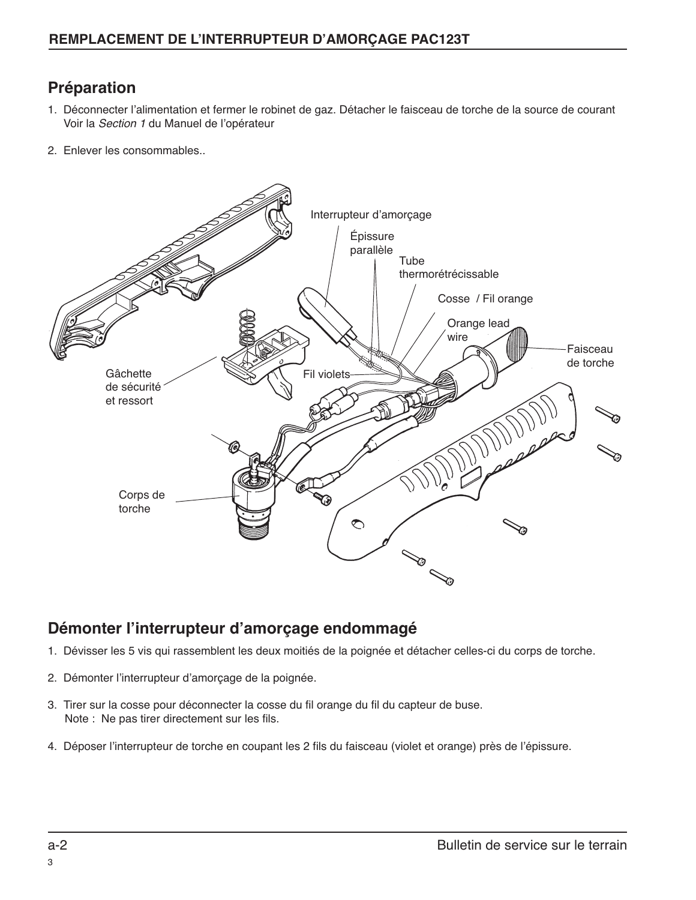## REMPLACEMENT DE L'INTERRUPTEUR D'AMORÇAGE PAC123T

## Préparation

1. Déconnecter l'alimentation et fermer le robinet de gaz. Détacher le faisceau de torche de la source de courant Voir la *Section 1* du Manuel de l'opérateur
2. Enlever les consommables..

Interrupteur d'amorçage

Épissure parallèle

Tube thermorétrécissable

Cosse / Fil orange

Orange lead wire

Faisceau de torche

Gâchette de sécurité et ressort

Fil violets

Corps de torche

## Démonter l'interrupteur d'amorçage endommagé

1. Dévisser les 5 vis qui rassemblent les deux moitiés de la poignée et détacher celles-ci du corps de torche.
2. Démonter l'interrupteur d'amorçage de la poignée.
3. Tirer sur la cosse pour déconnecter la cosse du fil orange du fil du capteur de buse.
   Note : Ne pas tirer directement sur les fils.
4. Déposer l'interrupteur de torche en coupant les 2 fils du faisceau (violet et orange) près de l'épissure.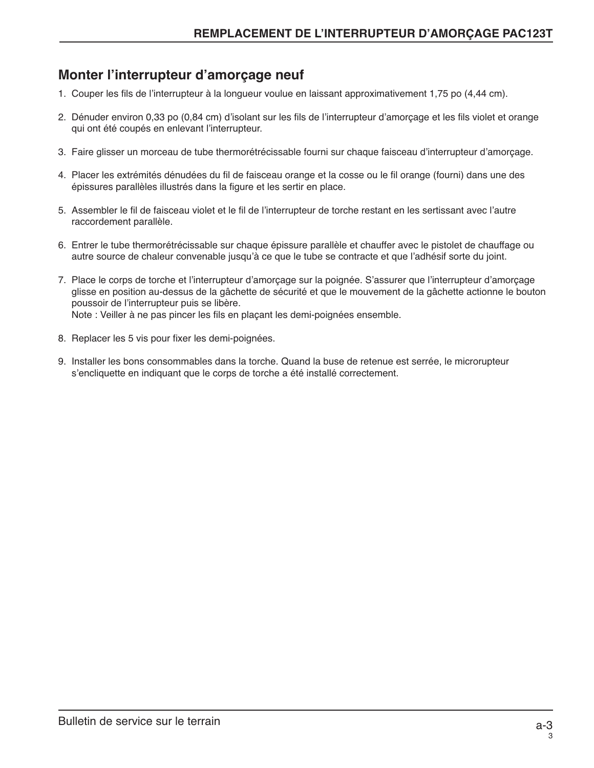## Monter l'interrupteur d'amorçage neuf

1. Couper les fils de l'interrupteur à la longueur voulue en laissant approximativement 1,75 po (4,44 cm).
2. Dénuder environ 0,33 po (0,84 cm) d'isolant sur les fils de l'interrupteur d'amorçage et les fils violet et orange qui ont été coupés en enlevant l'interrupteur.
3. Faire glisser un morceau de tube thermorétrécissable fourni sur chaque faisceau d'interrupteur d'amorçage.
4. Placer les extrémités dénudées du fil de faisceau orange et la cosse ou le fil orange (fourni) dans une des épissures parallèles illustrés dans la figure et les sertir en place.
5. Assembler le fil de faisceau violet et le fil de l'interrupteur de torche restant en les sertissant avec l'autre raccordement parallèle.
6. Entrer le tube thermorétrécissable sur chaque épissure parallèle et chauffer avec le pistolet de chauffage ou autre source de chaleur convenable jusqu'à ce que le tube se contracte et que l'adhésif sorte du joint.
7. Place le corps de torche et l'interrupteur d'amorçage sur la poignée. S'assurer que l'interrupteur d'amorçage glisse en position au-dessus de la gâchette de sécurité et que le mouvement de la gâchette actionne le bouton poussoir de l'interrupteur puis se libère.
   Note : Veiller à ne pas pincer les fils en plaçant les demi-poignées ensemble.
8. Replacer les 5 vis pour fixer les demi-poignées.
9. Installer les bons consommables dans la torche. Quand la buse de retenue est serrée, le microrupteur s'encliquette en indiquant que le corps de torche a été installé correctement.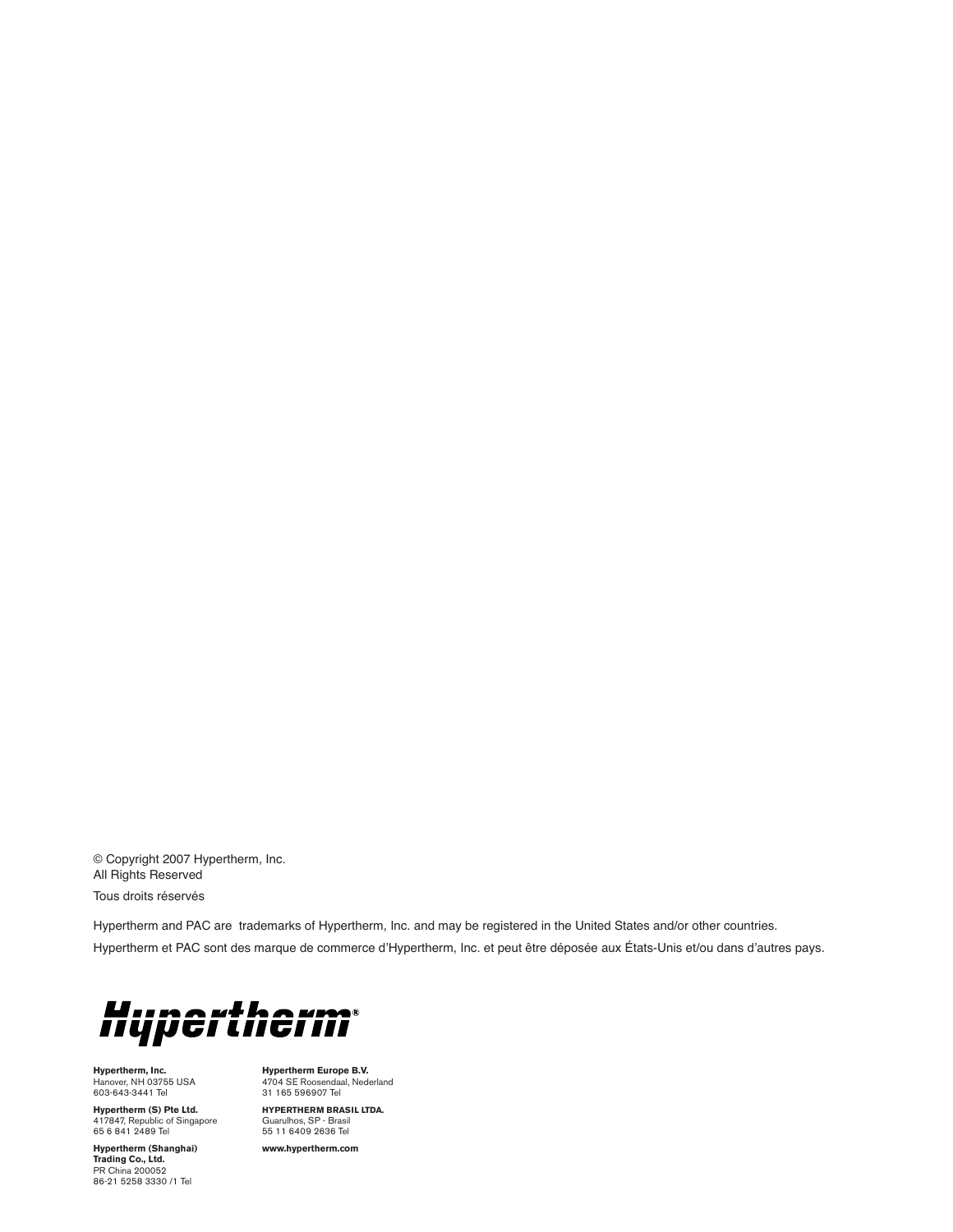© Copyright 2007 Hypertherm, Inc.
All Rights Reserved

Tous droits réservés

Hypertherm and PAC are trademarks of Hypertherm, Inc. and may be registered in the United States and/or other countries.

Hypertherm et PAC sont des marque de commerce d'Hypertherm, Inc. et peut être déposée aux États-Unis et/ou dans d'autres pays.

Hypertherm®

**Hypertherm, Inc.**
Hanover, NH 03755 USA
603-643-3441 Tel

**Hypertherm (S) Pte Ltd.**
417847, Republic of Singapore
65 6 841 2489 Tel

**Hypertherm (Shanghai) Trading Co., Ltd.**
PR China 200052
86-21 5258 3330 /1 Tel

**Hypertherm Europe B.V.**
4704 SE Roosendaal, Nederland
31 165 596907 Tel

**HYPERTHERM BRASIL LTDA.**
Guarulhos, SP - Brasil
55 11 6409 2636 Tel

**www.hypertherm.com**